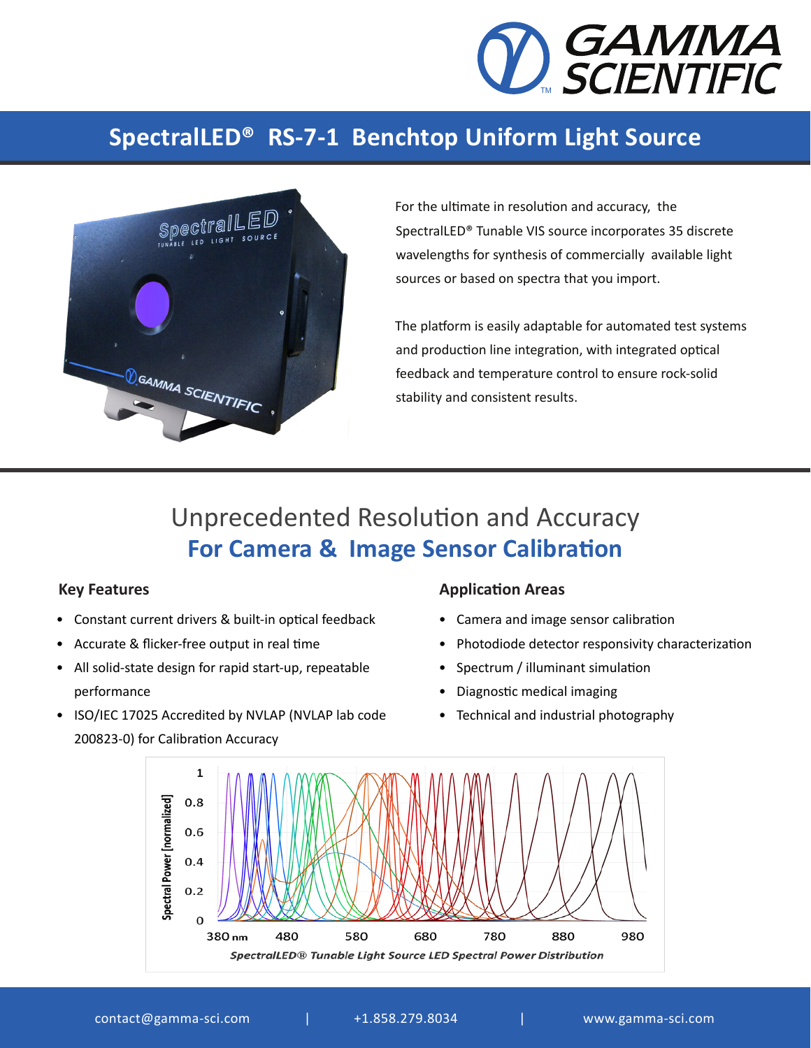# SpectralLED® RS-7-1 Benchtop Uniform Light Source

For the ultimate in resolution and accuracy, the SpectralLED® Tunable VIS source incorporates 35 discrete wavelengths for synthesis of commercially available light sources or based on spectra that you import.

The platform is easily adaptable for automated test systems and production line integration, with integrated optical feedback and temperature control to ensure rock-solid stability and consistent results.

## Unprecedented Resolution and Accuracy
## **For Camera & Image Sensor Calibration**

### Key Features

- Constant current drivers & built-in optical feedback
- Accurate & flicker-free output in real time
- All solid-state design for rapid start-up, repeatable performance
- ISO/IEC 17025 Accredited by NVLAP (NVLAP lab code 200823-0) for Calibration Accuracy

### Application Areas

- Camera and image sensor calibration
- Photodiode detector responsivity characterization
- Spectrum / illuminant simulation
- Diagnostic medical imaging
- Technical and industrial photography

*SpectralLED® Tunable Light Source LED Spectral Power Distribution*

contact@gamma-sci.com | +1.858.279.8034 | www.gamma-sci.com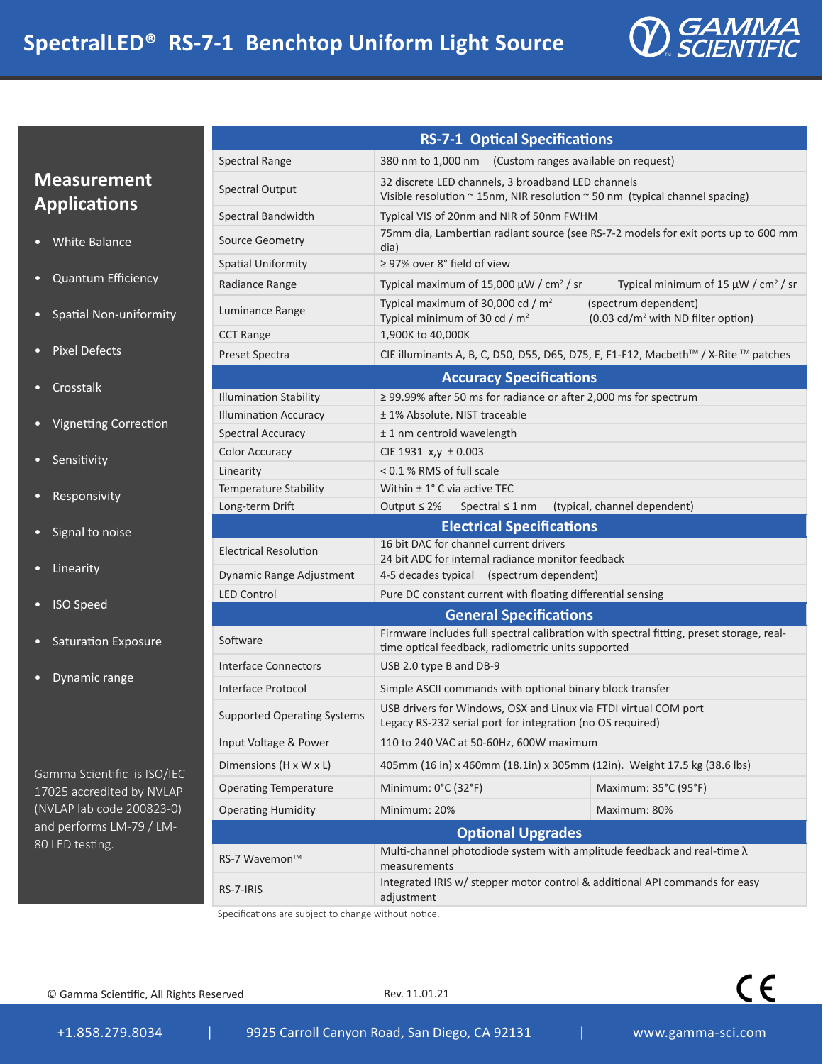# SpectralLED® RS-7-1 Benchtop Uniform Light Source

## Measurement Applications

- White Balance
- Quantum Efficiency
- Spatial Non-uniformity
- Pixel Defects
- Crosstalk
- Vignetting Correction
- Sensitivity
- Responsivity
- Signal to noise
- Linearity
- ISO Speed
- Saturation Exposure
- Dynamic range

Gamma Scientific is ISO/IEC 17025 accredited by NVLAP (NVLAP lab code 200823-0) and performs LM-79 / LM-80 LED testing.

| RS-7-1 Optical Specifications | | |
|---|---|---|
| Spectral Range | 380 nm to 1,000 nm (Custom ranges available on request) | |
| Spectral Output | 32 discrete LED channels, 3 broadband LED channels<br>Visible resolution ~ 15nm, NIR resolution ~ 50 nm (typical channel spacing) | |
| Spectral Bandwidth | Typical VIS of 20nm and NIR of 50nm FWHM | |
| Source Geometry | 75mm dia, Lambertian radiant source (see RS-7-2 models for exit ports up to 600 mm dia) | |
| Spatial Uniformity | ≥ 97% over 8° field of view | |
| Radiance Range | Typical maximum of 15,000 µW / cm² / sr | Typical minimum of 15 µW / cm² / sr |
| Luminance Range | Typical maximum of 30,000 cd / m²<br>Typical minimum of 30 cd / m² | (spectrum dependent)<br>(0.03 cd/m² with ND filter option) |
| CCT Range | 1,900K to 40,000K | |
| Preset Spectra | CIE illuminants A, B, C, D50, D55, D65, D75, E, F1-F12, Macbeth™ / X-Rite ™ patches | |
| **Accuracy Specifications** | | |
| Illumination Stability | ≥ 99.99% after 50 ms for radiance or after 2,000 ms for spectrum | |
| Illumination Accuracy | ± 1% Absolute, NIST traceable | |
| Spectral Accuracy | ± 1 nm centroid wavelength | |
| Color Accuracy | CIE 1931 x,y ± 0.003 | |
| Linearity | < 0.1 % RMS of full scale | |
| Temperature Stability | Within ± 1° C via active TEC | |
| Long-term Drift | Output ≤ 2% Spectral ≤ 1 nm (typical, channel dependent) | |
| **Electrical Specifications** | | |
| Electrical Resolution | 16 bit DAC for channel current drivers<br>24 bit ADC for internal radiance monitor feedback | |
| Dynamic Range Adjustment | 4-5 decades typical (spectrum dependent) | |
| LED Control | Pure DC constant current with floating differential sensing | |
| **General Specifications** | | |
| Software | Firmware includes full spectral calibration with spectral fitting, preset storage, real-time optical feedback, radiometric units supported | |
| Interface Connectors | USB 2.0 type B and DB-9 | |
| Interface Protocol | Simple ASCII commands with optional binary block transfer | |
| Supported Operating Systems | USB drivers for Windows, OSX and Linux via FTDI virtual COM port<br>Legacy RS-232 serial port for integration (no OS required) | |
| Input Voltage & Power | 110 to 240 VAC at 50-60Hz, 600W maximum | |
| Dimensions (H x W x L) | 405mm (16 in) x 460mm (18.1in) x 305mm (12in). Weight 17.5 kg (38.6 lbs) | |
| Operating Temperature | Minimum: 0°C (32°F) | Maximum: 35°C (95°F) |
| Operating Humidity | Minimum: 20% | Maximum: 80% |
| **Optional Upgrades** | | |
| RS-7 Wavemon™ | Multi-channel photodiode system with amplitude feedback and real-time λ measurements | |
| RS-7-IRIS | Integrated IRIS w/ stepper motor control & additional API commands for easy adjustment | |

Specifications are subject to change without notice.

© Gamma Scientific, All Rights Reserved

Rev. 11.01.21

+1.858.279.8034 | 9925 Carroll Canyon Road, San Diego, CA 92131 | www.gamma-sci.com